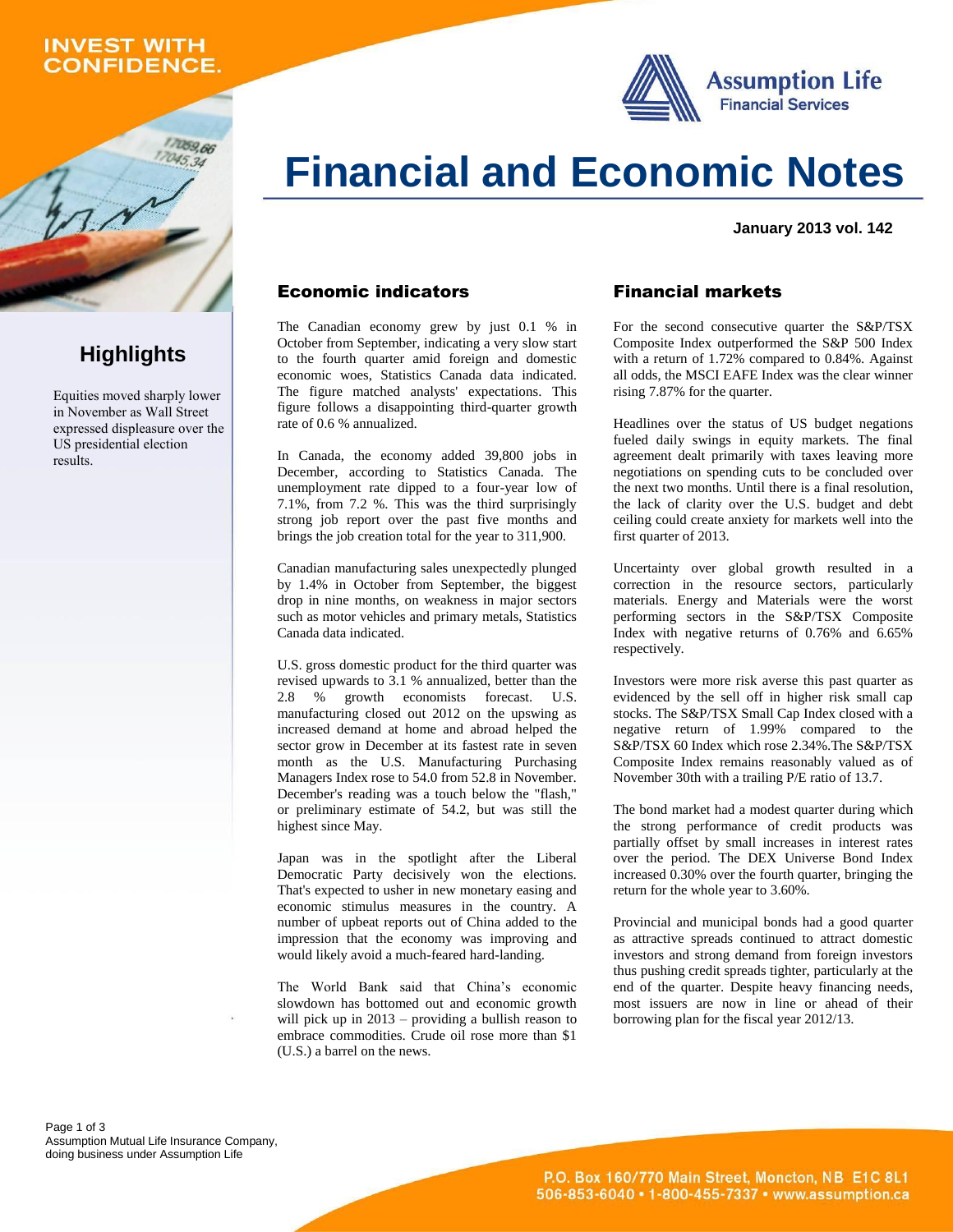INVEST WITH CONFIDENCE.

Assumption Life
Financial Services

# Financial and Economic Notes

**January 2013 vol. 142**

## Highlights

Equities moved sharply lower in November as Wall Street expressed displeasure over the US presidential election results.

## Economic indicators

The Canadian economy grew by just 0.1 % in October from September, indicating a very slow start to the fourth quarter amid foreign and domestic economic woes, Statistics Canada data indicated. The figure matched analysts' expectations. This figure follows a disappointing third-quarter growth rate of 0.6 % annualized.

In Canada, the economy added 39,800 jobs in December, according to Statistics Canada. The unemployment rate dipped to a four-year low of 7.1%, from 7.2 %. This was the third surprisingly strong job report over the past five months and brings the job creation total for the year to 311,900.

Canadian manufacturing sales unexpectedly plunged by 1.4% in October from September, the biggest drop in nine months, on weakness in major sectors such as motor vehicles and primary metals, Statistics Canada data indicated.

U.S. gross domestic product for the third quarter was revised upwards to 3.1 % annualized, better than the 2.8 % growth economists forecast. U.S. manufacturing closed out 2012 on the upswing as increased demand at home and abroad helped the sector grow in December at its fastest rate in seven month as the U.S. Manufacturing Purchasing Managers Index rose to 54.0 from 52.8 in November. December's reading was a touch below the "flash," or preliminary estimate of 54.2, but was still the highest since May.

Japan was in the spotlight after the Liberal Democratic Party decisively won the elections. That's expected to usher in new monetary easing and economic stimulus measures in the country. A number of upbeat reports out of China added to the impression that the economy was improving and would likely avoid a much-feared hard-landing.

The World Bank said that China's economic slowdown has bottomed out and economic growth will pick up in 2013 – providing a bullish reason to embrace commodities. Crude oil rose more than $1 (U.S.) a barrel on the news.

## Financial markets

For the second consecutive quarter the S&P/TSX Composite Index outperformed the S&P 500 Index with a return of 1.72% compared to 0.84%. Against all odds, the MSCI EAFE Index was the clear winner rising 7.87% for the quarter.

Headlines over the status of US budget negations fueled daily swings in equity markets. The final agreement dealt primarily with taxes leaving more negotiations on spending cuts to be concluded over the next two months. Until there is a final resolution, the lack of clarity over the U.S. budget and debt ceiling could create anxiety for markets well into the first quarter of 2013.

Uncertainty over global growth resulted in a correction in the resource sectors, particularly materials. Energy and Materials were the worst performing sectors in the S&P/TSX Composite Index with negative returns of 0.76% and 6.65% respectively.

Investors were more risk averse this past quarter as evidenced by the sell off in higher risk small cap stocks. The S&P/TSX Small Cap Index closed with a negative return of 1.99% compared to the S&P/TSX 60 Index which rose 2.34%.The S&P/TSX Composite Index remains reasonably valued as of November 30th with a trailing P/E ratio of 13.7.

The bond market had a modest quarter during which the strong performance of credit products was partially offset by small increases in interest rates over the period. The DEX Universe Bond Index increased 0.30% over the fourth quarter, bringing the return for the whole year to 3.60%.

Provincial and municipal bonds had a good quarter as attractive spreads continued to attract domestic investors and strong demand from foreign investors thus pushing credit spreads tighter, particularly at the end of the quarter. Despite heavy financing needs, most issuers are now in line or ahead of their borrowing plan for the fiscal year 2012/13.

Assumption Mutual Life Insurance Company, doing business under Assumption Life

P.O. Box 160/770 Main Street, Moncton, NB E1C 8L1
506-853-6040 • 1-800-455-7337 • www.assumption.ca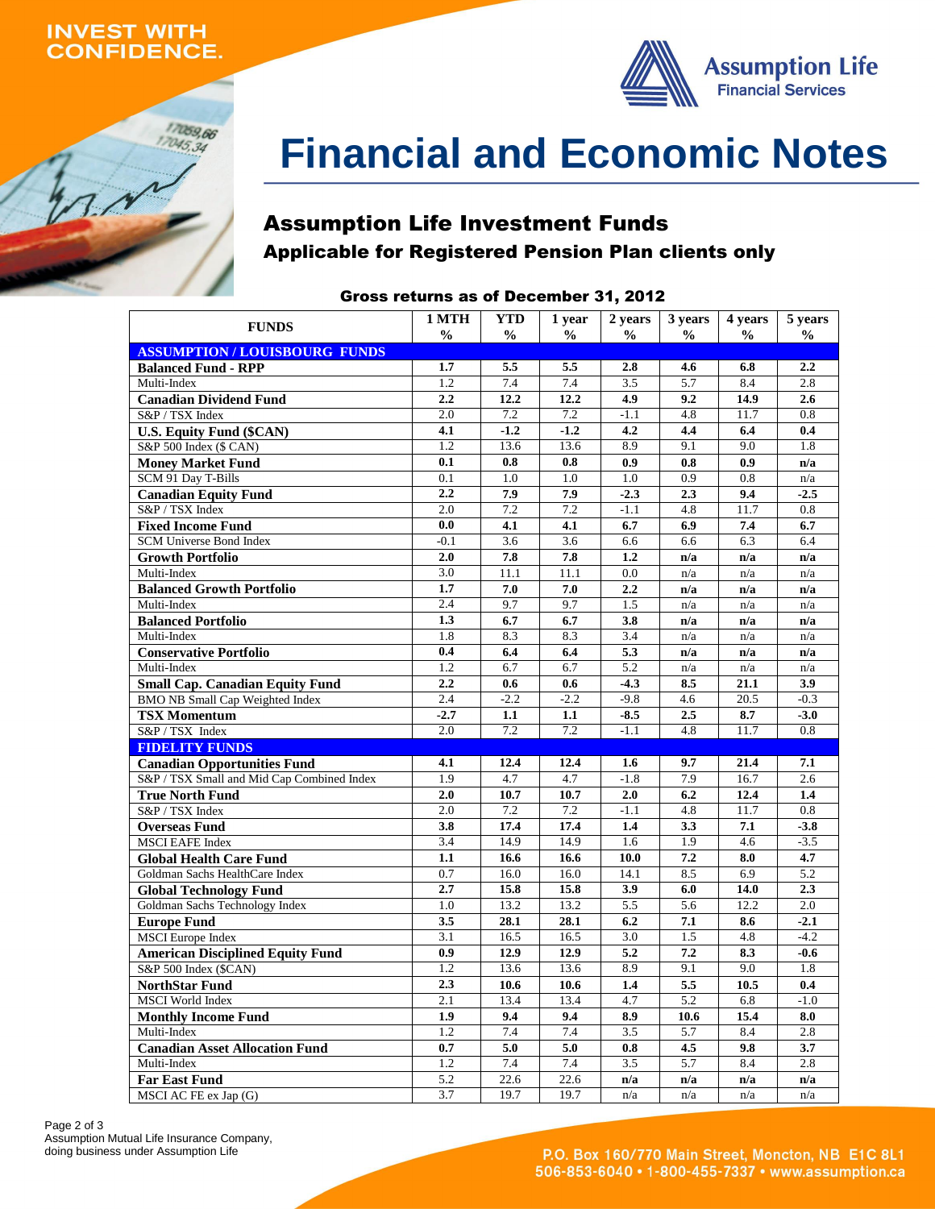INVEST WITH CONFIDENCE.

Assumption Life Financial Services

# Financial and Economic Notes

## Assumption Life Investment Funds

### Applicable for Registered Pension Plan clients only

**Gross returns as of December 31, 2012**

| FUNDS | 1 MTH % | YTD % | 1 year % | 2 years % | 3 years % | 4 years % | 5 years % |
|---|---|---|---|---|---|---|---|
| **ASSUMPTION / LOUISBOURG FUNDS** | | | | | | | |
| **Balanced Fund - RPP** | **1.7** | **5.5** | **5.5** | **2.8** | **4.6** | **6.8** | **2.2** |
| Multi-Index | 1.2 | 7.4 | 7.4 | 3.5 | 5.7 | 8.4 | 2.8 |
| **Canadian Dividend Fund** | **2.2** | **12.2** | **12.2** | **4.9** | **9.2** | **14.9** | **2.6** |
| S&P / TSX Index | 2.0 | 7.2 | 7.2 | -1.1 | 4.8 | 11.7 | 0.8 |
| **U.S. Equity Fund ($CAN)** | **4.1** | **-1.2** | **-1.2** | **4.2** | **4.4** | **6.4** | **0.4** |
| S&P 500 Index ($ CAN) | 1.2 | 13.6 | 13.6 | 8.9 | 9.1 | 9.0 | 1.8 |
| **Money Market Fund** | **0.1** | **0.8** | **0.8** | **0.9** | **0.8** | **0.9** | **n/a** |
| SCM 91 Day T-Bills | 0.1 | 1.0 | 1.0 | 1.0 | 0.9 | 0.8 | n/a |
| **Canadian Equity Fund** | **2.2** | **7.9** | **7.9** | **-2.3** | **2.3** | **9.4** | **-2.5** |
| S&P / TSX Index | 2.0 | 7.2 | 7.2 | -1.1 | 4.8 | 11.7 | 0.8 |
| **Fixed Income Fund** | **0.0** | **4.1** | **4.1** | **6.7** | **6.9** | **7.4** | **6.7** |
| SCM Universe Bond Index | -0.1 | 3.6 | 3.6 | 6.6 | 6.6 | 6.3 | 6.4 |
| **Growth Portfolio** | **2.0** | **7.8** | **7.8** | **1.2** | **n/a** | **n/a** | **n/a** |
| Multi-Index | 3.0 | 11.1 | 11.1 | 0.0 | n/a | n/a | n/a |
| **Balanced Growth Portfolio** | **1.7** | **7.0** | **7.0** | **2.2** | **n/a** | **n/a** | **n/a** |
| Multi-Index | 2.4 | 9.7 | 9.7 | 1.5 | n/a | n/a | n/a |
| **Balanced Portfolio** | **1.3** | **6.7** | **6.7** | **3.8** | **n/a** | **n/a** | **n/a** |
| Multi-Index | 1.8 | 8.3 | 8.3 | 3.4 | n/a | n/a | n/a |
| **Conservative Portfolio** | **0.4** | **6.4** | **6.4** | **5.3** | **n/a** | **n/a** | **n/a** |
| Multi-Index | 1.2 | 6.7 | 6.7 | 5.2 | n/a | n/a | n/a |
| **Small Cap. Canadian Equity Fund** | **2.2** | **0.6** | **0.6** | **-4.3** | **8.5** | **21.1** | **3.9** |
| BMO NB Small Cap Weighted Index | 2.4 | -2.2 | -2.2 | -9.8 | 4.6 | 20.5 | -0.3 |
| **TSX Momentum** | **-2.7** | **1.1** | **1.1** | **-8.5** | **2.5** | **8.7** | **-3.0** |
| S&P / TSX Index | 2.0 | 7.2 | 7.2 | -1.1 | 4.8 | 11.7 | 0.8 |
| **FIDELITY FUNDS** | | | | | | | |
| **Canadian Opportunities Fund** | **4.1** | **12.4** | **12.4** | **1.6** | **9.7** | **21.4** | **7.1** |
| S&P / TSX Small and Mid Cap Combined Index | 1.9 | 4.7 | 4.7 | -1.8 | 7.9 | 16.7 | 2.6 |
| **True North Fund** | **2.0** | **10.7** | **10.7** | **2.0** | **6.2** | **12.4** | **1.4** |
| S&P / TSX Index | 2.0 | 7.2 | 7.2 | -1.1 | 4.8 | 11.7 | 0.8 |
| **Overseas Fund** | **3.8** | **17.4** | **17.4** | **1.4** | **3.3** | **7.1** | **-3.8** |
| MSCI EAFE Index | 3.4 | 14.9 | 14.9 | 1.6 | 1.9 | 4.6 | -3.5 |
| **Global Health Care Fund** | **1.1** | **16.6** | **16.6** | **10.0** | **7.2** | **8.0** | **4.7** |
| Goldman Sachs HealthCare Index | 0.7 | 16.0 | 16.0 | 14.1 | 8.5 | 6.9 | 5.2 |
| **Global Technology Fund** | **2.7** | **15.8** | **15.8** | **3.9** | **6.0** | **14.0** | **2.3** |
| Goldman Sachs Technology Index | 1.0 | 13.2 | 13.2 | 5.5 | 5.6 | 12.2 | 2.0 |
| **Europe Fund** | **3.5** | **28.1** | **28.1** | **6.2** | **7.1** | **8.6** | **-2.1** |
| MSCI Europe Index | 3.1 | 16.5 | 16.5 | 3.0 | 1.5 | 4.8 | -4.2 |
| **American Disciplined Equity Fund** | **0.9** | **12.9** | **12.9** | **5.2** | **7.2** | **8.3** | **-0.6** |
| S&P 500 Index ($CAN) | 1.2 | 13.6 | 13.6 | 8.9 | 9.1 | 9.0 | 1.8 |
| **NorthStar Fund** | **2.3** | **10.6** | **10.6** | **1.4** | **5.5** | **10.5** | **0.4** |
| MSCI World Index | 2.1 | 13.4 | 13.4 | 4.7 | 5.2 | 6.8 | -1.0 |
| **Monthly Income Fund** | **1.9** | **9.4** | **9.4** | **8.9** | **10.6** | **15.4** | **8.0** |
| Multi-Index | 1.2 | 7.4 | 7.4 | 3.5 | 5.7 | 8.4 | 2.8 |
| **Canadian Asset Allocation Fund** | **0.7** | **5.0** | **5.0** | **0.8** | **4.5** | **9.8** | **3.7** |
| Multi-Index | 1.2 | 7.4 | 7.4 | 3.5 | 5.7 | 8.4 | 2.8 |
| **Far East Fund** | 5.2 | 22.6 | 22.6 | **n/a** | **n/a** | **n/a** | **n/a** |
| MSCI AC FE ex Jap (G) | 3.7 | 19.7 | 19.7 | n/a | n/a | n/a | n/a |

Assumption Mutual Life Insurance Company, doing business under Assumption Life

P.O. Box 160/770 Main Street, Moncton, NB E1C 8L1
506-853-6040 • 1-800-455-7337 • www.assumption.ca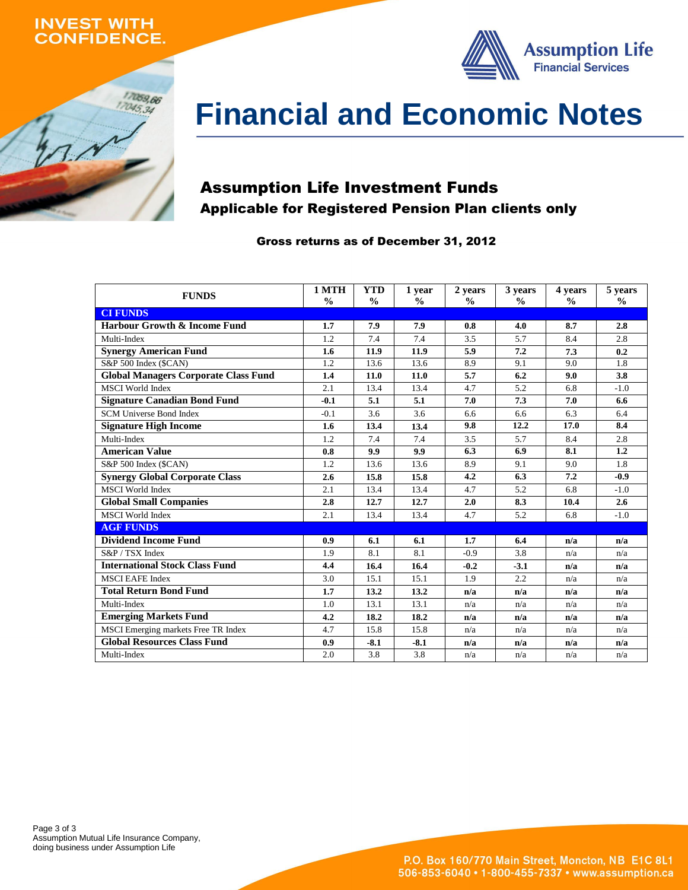INVEST WITH CONFIDENCE.

Assumption Life Financial Services

# Financial and Economic Notes

## Assumption Life Investment Funds

### Applicable for Registered Pension Plan clients only

**Gross returns as of December 31, 2012**

| FUNDS | 1 MTH % | YTD % | 1 year % | 2 years % | 3 years % | 4 years % | 5 years % |
|---|---|---|---|---|---|---|---|
| **CI FUNDS** | | | | | | | |
| **Harbour Growth & Income Fund** | **1.7** | **7.9** | **7.9** | **0.8** | **4.0** | **8.7** | **2.8** |
| Multi-Index | 1.2 | 7.4 | 7.4 | 3.5 | 5.7 | 8.4 | 2.8 |
| **Synergy American Fund** | **1.6** | **11.9** | **11.9** | **5.9** | **7.2** | **7.3** | **0.2** |
| S&P 500 Index ($CAN) | 1.2 | 13.6 | 13.6 | 8.9 | 9.1 | 9.0 | 1.8 |
| **Global Managers Corporate Class Fund** | **1.4** | **11.0** | **11.0** | **5.7** | **6.2** | **9.0** | **3.8** |
| MSCI World Index | 2.1 | 13.4 | 13.4 | 4.7 | 5.2 | 6.8 | -1.0 |
| **Signature Canadian Bond Fund** | **-0.1** | **5.1** | **5.1** | **7.0** | **7.3** | **7.0** | **6.6** |
| SCM Universe Bond Index | -0.1 | 3.6 | 3.6 | 6.6 | 6.6 | 6.3 | 6.4 |
| **Signature High Income** | **1.6** | **13.4** | **13.4** | **9.8** | **12.2** | **17.0** | **8.4** |
| Multi-Index | 1.2 | 7.4 | 7.4 | 3.5 | 5.7 | 8.4 | 2.8 |
| **American Value** | **0.8** | **9.9** | **9.9** | **6.3** | **6.9** | **8.1** | **1.2** |
| S&P 500 Index ($CAN) | 1.2 | 13.6 | 13.6 | 8.9 | 9.1 | 9.0 | 1.8 |
| **Synergy Global Corporate Class** | **2.6** | **15.8** | **15.8** | **4.2** | **6.3** | **7.2** | **-0.9** |
| MSCI World Index | 2.1 | 13.4 | 13.4 | 4.7 | 5.2 | 6.8 | -1.0 |
| **Global Small Companies** | **2.8** | **12.7** | **12.7** | **2.0** | **8.3** | **10.4** | **2.6** |
| MSCI World Index | 2.1 | 13.4 | 13.4 | 4.7 | 5.2 | 6.8 | -1.0 |
| **AGF FUNDS** | | | | | | | |
| **Dividend Income Fund** | **0.9** | **6.1** | **6.1** | **1.7** | **6.4** | **n/a** | **n/a** |
| S&P / TSX Index | 1.9 | 8.1 | 8.1 | -0.9 | 3.8 | n/a | n/a |
| **International Stock Class Fund** | **4.4** | **16.4** | **16.4** | **-0.2** | **-3.1** | **n/a** | **n/a** |
| MSCI EAFE Index | 3.0 | 15.1 | 15.1 | 1.9 | 2.2 | n/a | n/a |
| **Total Return Bond Fund** | **1.7** | **13.2** | **13.2** | **n/a** | **n/a** | **n/a** | **n/a** |
| Multi-Index | 1.0 | 13.1 | 13.1 | n/a | n/a | n/a | n/a |
| **Emerging Markets Fund** | **4.2** | **18.2** | **18.2** | **n/a** | **n/a** | **n/a** | **n/a** |
| MSCI Emerging markets Free TR Index | 4.7 | 15.8 | 15.8 | n/a | n/a | n/a | n/a |
| **Global Resources Class Fund** | **0.9** | **-8.1** | **-8.1** | **n/a** | **n/a** | **n/a** | **n/a** |
| Multi-Index | 2.0 | 3.8 | 3.8 | n/a | n/a | n/a | n/a |

Assumption Mutual Life Insurance Company, doing business under Assumption Life

P.O. Box 160/770 Main Street, Moncton, NB E1C 8L1
506-853-6040 • 1-800-455-7337 • www.assumption.ca